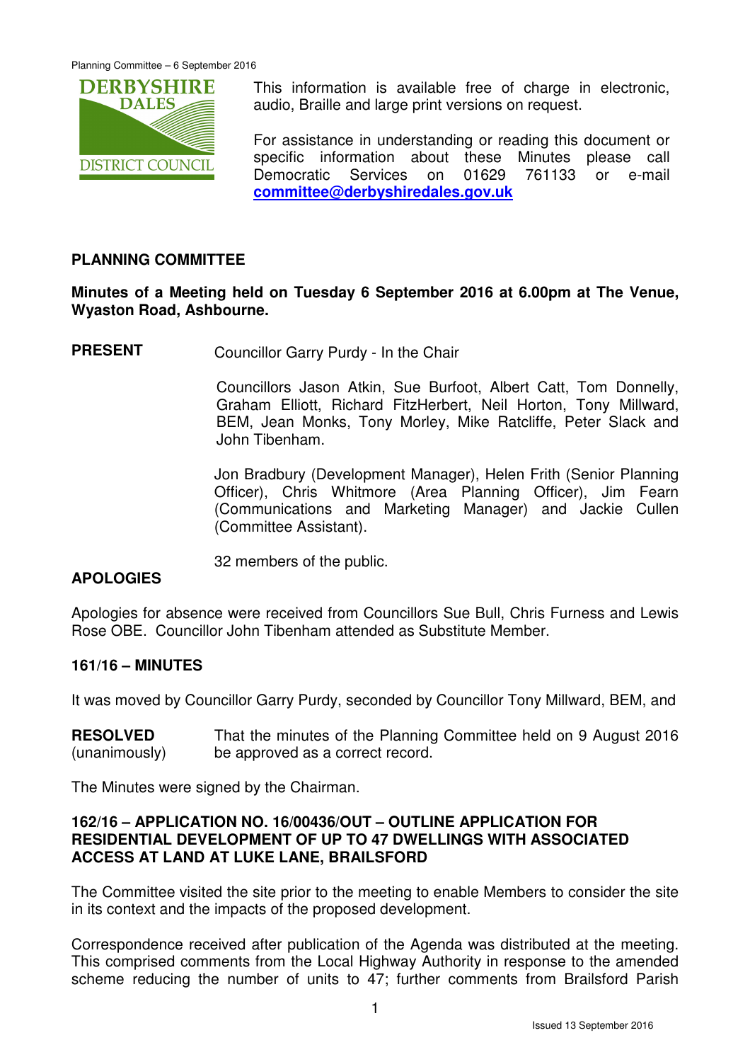This information is available free of charge in electronic, audio, Braille and large print versions on request.

For assistance in understanding or reading this document or specific information about these Minutes please call Democratic Services on 01629 761133 or e-mail **committee@derbyshiredales.gov.uk**

## PLANNING COMMITTEE

**Minutes of a Meeting held on Tuesday 6 September 2016 at 6.00pm at The Venue, Wyaston Road, Ashbourne.**

**PRESENT** Councillor Garry Purdy - In the Chair

Councillors Jason Atkin, Sue Burfoot, Albert Catt, Tom Donnelly, Graham Elliott, Richard FitzHerbert, Neil Horton, Tony Millward, BEM, Jean Monks, Tony Morley, Mike Ratcliffe, Peter Slack and John Tibenham.

Jon Bradbury (Development Manager), Helen Frith (Senior Planning Officer), Chris Whitmore (Area Planning Officer), Jim Fearn (Communications and Marketing Manager) and Jackie Cullen (Committee Assistant).

32 members of the public.

**APOLOGIES**

Apologies for absence were received from Councillors Sue Bull, Chris Furness and Lewis Rose OBE. Councillor John Tibenham attended as Substitute Member.

**161/16 – MINUTES**

It was moved by Councillor Garry Purdy, seconded by Councillor Tony Millward, BEM, and

**RESOLVED** (unanimously) That the minutes of the Planning Committee held on 9 August 2016 be approved as a correct record.

The Minutes were signed by the Chairman.

**162/16 – APPLICATION NO. 16/00436/OUT – OUTLINE APPLICATION FOR RESIDENTIAL DEVELOPMENT OF UP TO 47 DWELLINGS WITH ASSOCIATED ACCESS AT LAND AT LUKE LANE, BRAILSFORD**

The Committee visited the site prior to the meeting to enable Members to consider the site in its context and the impacts of the proposed development.

Correspondence received after publication of the Agenda was distributed at the meeting. This comprised comments from the Local Highway Authority in response to the amended scheme reducing the number of units to 47; further comments from Brailsford Parish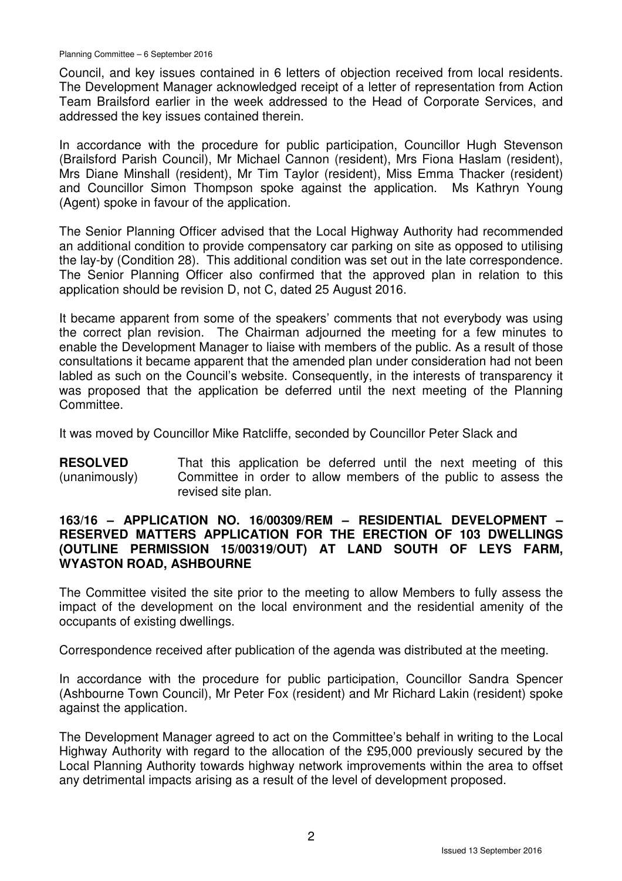Council, and key issues contained in 6 letters of objection received from local residents. The Development Manager acknowledged receipt of a letter of representation from Action Team Brailsford earlier in the week addressed to the Head of Corporate Services, and addressed the key issues contained therein.

In accordance with the procedure for public participation, Councillor Hugh Stevenson (Brailsford Parish Council), Mr Michael Cannon (resident), Mrs Fiona Haslam (resident), Mrs Diane Minshall (resident), Mr Tim Taylor (resident), Miss Emma Thacker (resident) and Councillor Simon Thompson spoke against the application. Ms Kathryn Young (Agent) spoke in favour of the application.

The Senior Planning Officer advised that the Local Highway Authority had recommended an additional condition to provide compensatory car parking on site as opposed to utilising the lay-by (Condition 28). This additional condition was set out in the late correspondence. The Senior Planning Officer also confirmed that the approved plan in relation to this application should be revision D, not C, dated 25 August 2016.

It became apparent from some of the speakers' comments that not everybody was using the correct plan revision. The Chairman adjourned the meeting for a few minutes to enable the Development Manager to liaise with members of the public. As a result of those consultations it became apparent that the amended plan under consideration had not been labled as such on the Council's website. Consequently, in the interests of transparency it was proposed that the application be deferred until the next meeting of the Planning Committee.

It was moved by Councillor Mike Ratcliffe, seconded by Councillor Peter Slack and

**RESOLVED** (unanimously) That this application be deferred until the next meeting of this Committee in order to allow members of the public to assess the revised site plan.

### 163/16 – APPLICATION NO. 16/00309/REM – RESIDENTIAL DEVELOPMENT – RESERVED MATTERS APPLICATION FOR THE ERECTION OF 103 DWELLINGS (OUTLINE PERMISSION 15/00319/OUT) AT LAND SOUTH OF LEYS FARM, WYASTON ROAD, ASHBOURNE

The Committee visited the site prior to the meeting to allow Members to fully assess the impact of the development on the local environment and the residential amenity of the occupants of existing dwellings.

Correspondence received after publication of the agenda was distributed at the meeting.

In accordance with the procedure for public participation, Councillor Sandra Spencer (Ashbourne Town Council), Mr Peter Fox (resident) and Mr Richard Lakin (resident) spoke against the application.

The Development Manager agreed to act on the Committee's behalf in writing to the Local Highway Authority with regard to the allocation of the £95,000 previously secured by the Local Planning Authority towards highway network improvements within the area to offset any detrimental impacts arising as a result of the level of development proposed.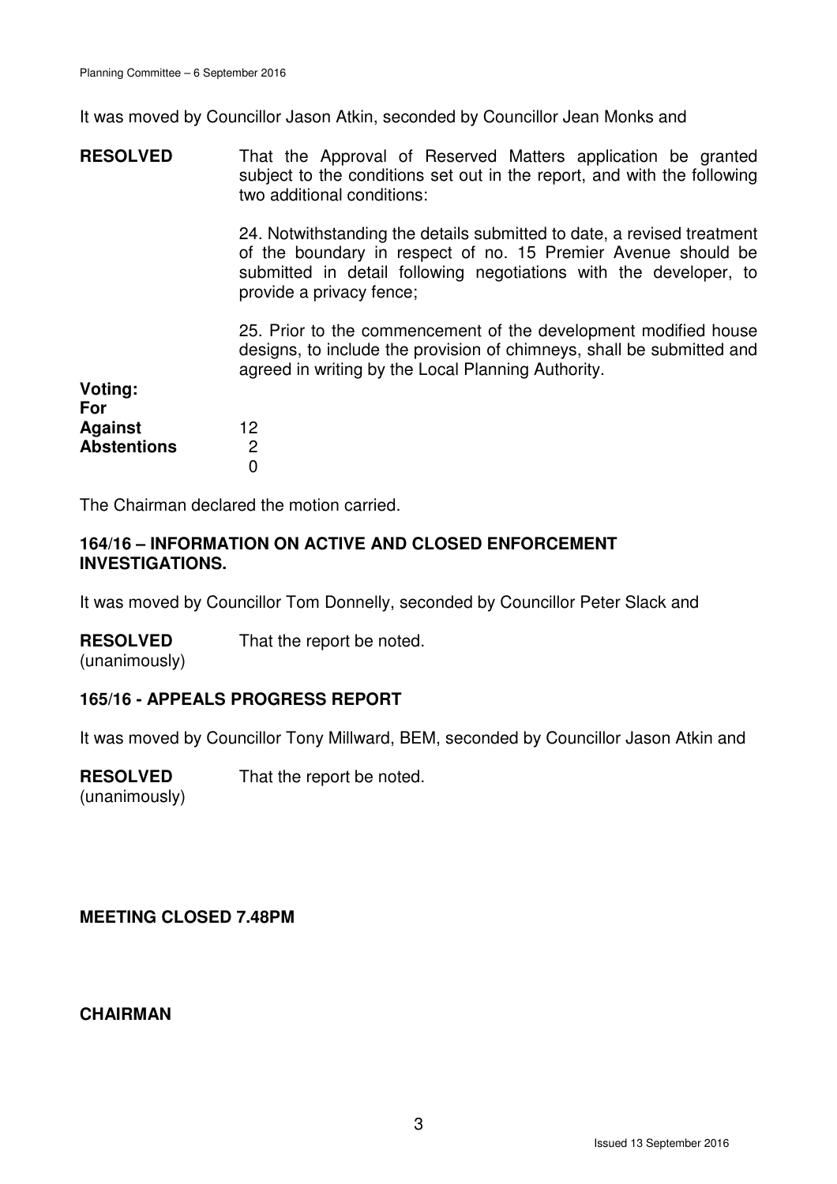It was moved by Councillor Jason Atkin, seconded by Councillor Jean Monks and

**RESOLVED** That the Approval of Reserved Matters application be granted subject to the conditions set out in the report, and with the following two additional conditions:

24. Notwithstanding the details submitted to date, a revised treatment of the boundary in respect of no. 15 Premier Avenue should be submitted in detail following negotiations with the developer, to provide a privacy fence;

25. Prior to the commencement of the development modified house designs, to include the provision of chimneys, shall be submitted and agreed in writing by the Local Planning Authority.

| | |
|---|---|
| **Voting:** | |
| **For** | 12 |
| **Against** | 2 |
| **Abstentions** | 0 |

The Chairman declared the motion carried.

## 164/16 – INFORMATION ON ACTIVE AND CLOSED ENFORCEMENT INVESTIGATIONS.

It was moved by Councillor Tom Donnelly, seconded by Councillor Peter Slack and

**RESOLVED** That the report be noted.
(unanimously)

## 165/16 - APPEALS PROGRESS REPORT

It was moved by Councillor Tony Millward, BEM, seconded by Councillor Jason Atkin and

**RESOLVED** That the report be noted.
(unanimously)

**MEETING CLOSED 7.48PM**

**CHAIRMAN**

Issued 13 September 2016